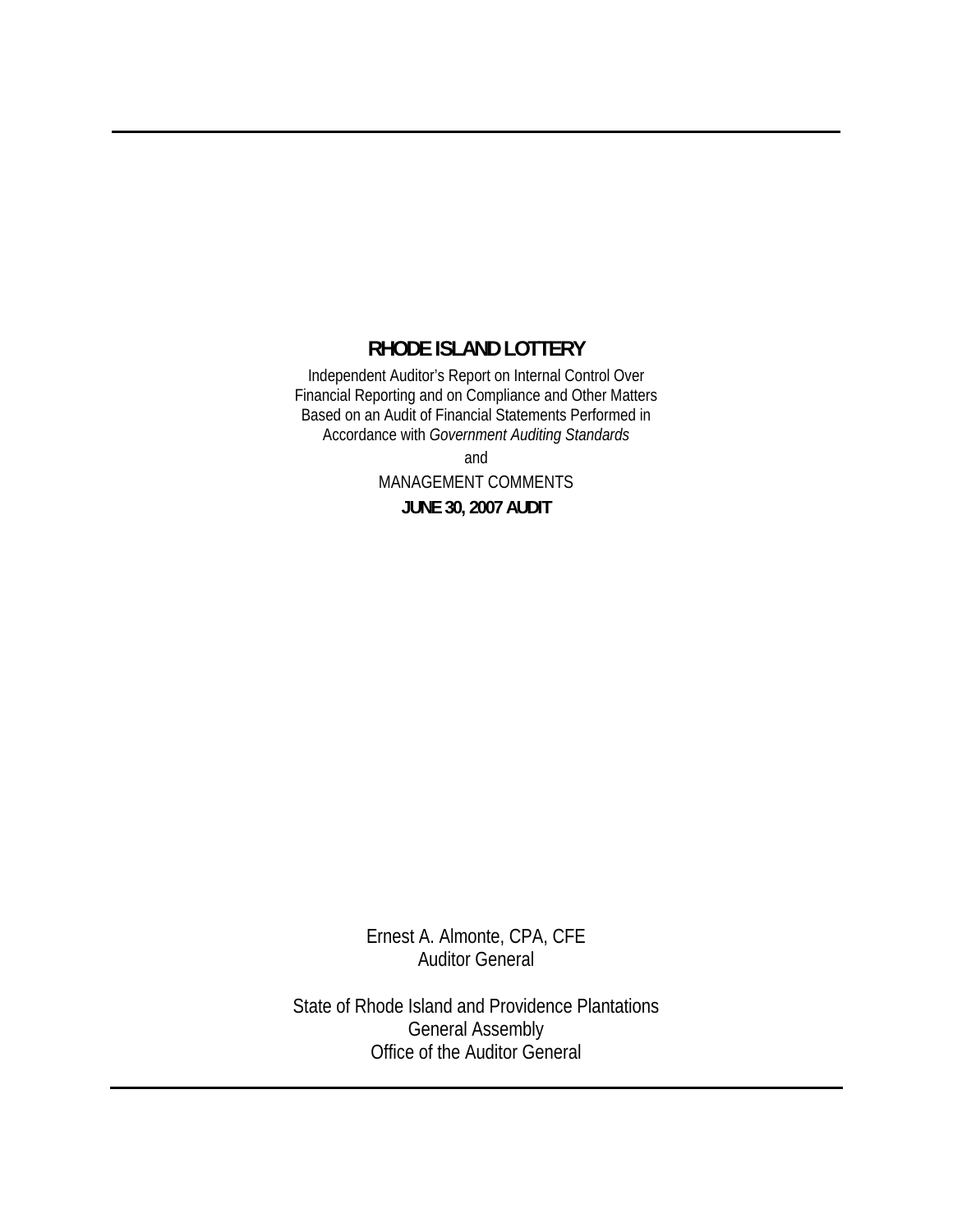# RHODE ISLAND LOTTERY

Independent Auditor's Report on Internal Control Over Financial Reporting and on Compliance and Other Matters Based on an Audit of Financial Statements Performed in Accordance with *Government Auditing Standards*

and

MANAGEMENT COMMENTS

**JUNE 30, 2007 AUDIT**

Ernest A. Almonte, CPA, CFE
Auditor General

State of Rhode Island and Providence Plantations
General Assembly
Office of the Auditor General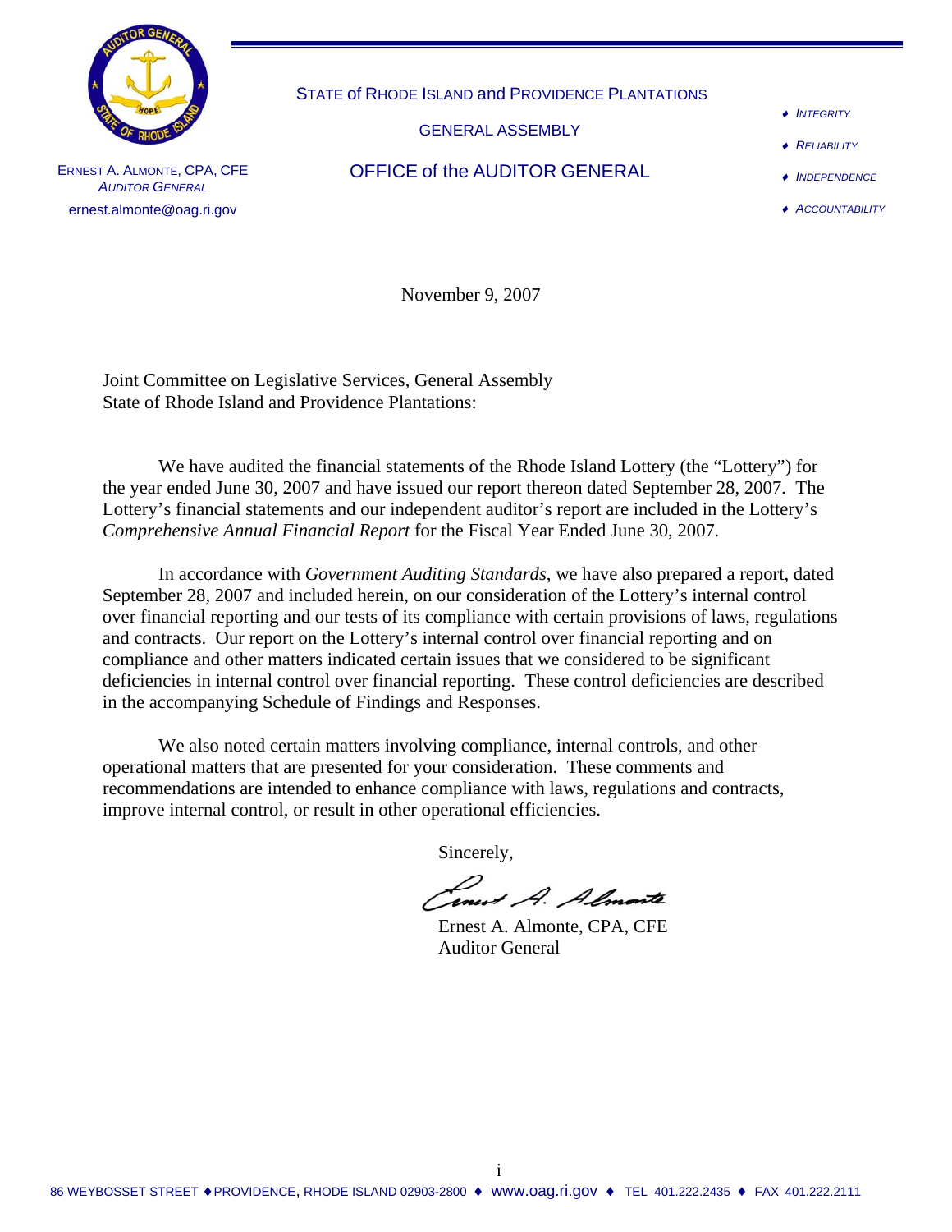STATE of RHODE ISLAND and PROVIDENCE PLANTATIONS

GENERAL ASSEMBLY

OFFICE of the AUDITOR GENERAL

ERNEST A. ALMONTE, CPA, CFE
*AUDITOR GENERAL*
ernest.almonte@oag.ri.gov

- *INTEGRITY*
- *RELIABILITY*
- *INDEPENDENCE*
- *ACCOUNTABILITY*

November 9, 2007

Joint Committee on Legislative Services, General Assembly
State of Rhode Island and Providence Plantations:

We have audited the financial statements of the Rhode Island Lottery (the "Lottery") for the year ended June 30, 2007 and have issued our report thereon dated September 28, 2007. The Lottery's financial statements and our independent auditor's report are included in the Lottery's *Comprehensive Annual Financial Report* for the Fiscal Year Ended June 30, 2007.

In accordance with *Government Auditing Standards*, we have also prepared a report, dated September 28, 2007 and included herein, on our consideration of the Lottery's internal control over financial reporting and our tests of its compliance with certain provisions of laws, regulations and contracts. Our report on the Lottery's internal control over financial reporting and on compliance and other matters indicated certain issues that we considered to be significant deficiencies in internal control over financial reporting. These control deficiencies are described in the accompanying Schedule of Findings and Responses.

We also noted certain matters involving compliance, internal controls, and other operational matters that are presented for your consideration. These comments and recommendations are intended to enhance compliance with laws, regulations and contracts, improve internal control, or result in other operational efficiencies.

Sincerely,

Ernest A. Almonte

Ernest A. Almonte, CPA, CFE
Auditor General

86 WEYBOSSET STREET ♦ PROVIDENCE, RHODE ISLAND 02903-2800 ♦ www.oag.ri.gov ♦ TEL 401.222.2435 ♦ FAX 401.222.2111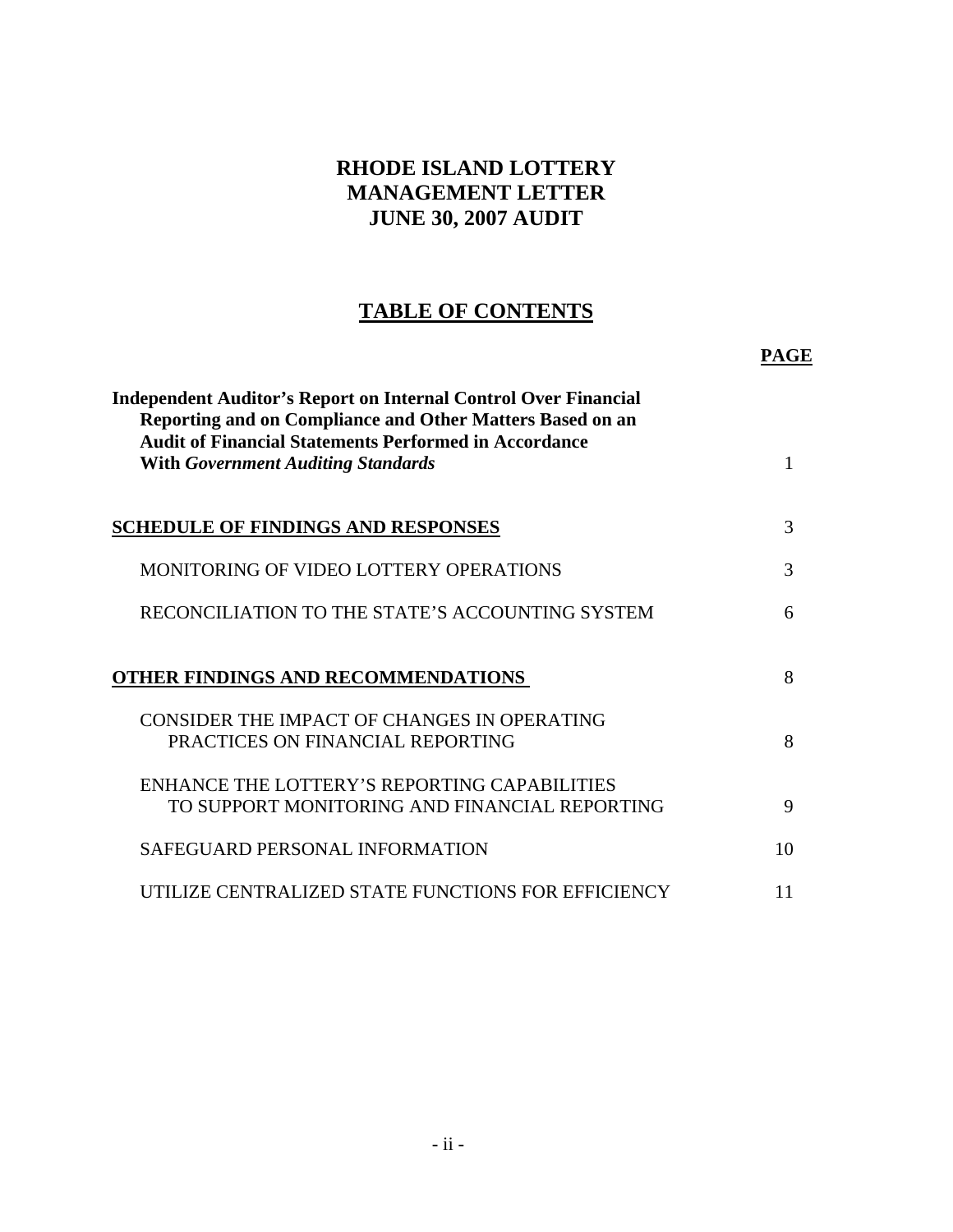# RHODE ISLAND LOTTERY
# MANAGEMENT LETTER
# JUNE 30, 2007 AUDIT

## TABLE OF CONTENTS

| | **PAGE** |
|---|---|
| **Independent Auditor's Report on Internal Control Over Financial Reporting and on Compliance and Other Matters Based on an Audit of Financial Statements Performed in Accordance With *Government Auditing Standards*** | 1 |
| **SCHEDULE OF FINDINGS AND RESPONSES** | 3 |
| MONITORING OF VIDEO LOTTERY OPERATIONS | 3 |
| RECONCILIATION TO THE STATE'S ACCOUNTING SYSTEM | 6 |
| **OTHER FINDINGS AND RECOMMENDATIONS** | 8 |
| CONSIDER THE IMPACT OF CHANGES IN OPERATING PRACTICES ON FINANCIAL REPORTING | 8 |
| ENHANCE THE LOTTERY'S REPORTING CAPABILITIES TO SUPPORT MONITORING AND FINANCIAL REPORTING | 9 |
| SAFEGUARD PERSONAL INFORMATION | 10 |
| UTILIZE CENTRALIZED STATE FUNCTIONS FOR EFFICIENCY | 11 |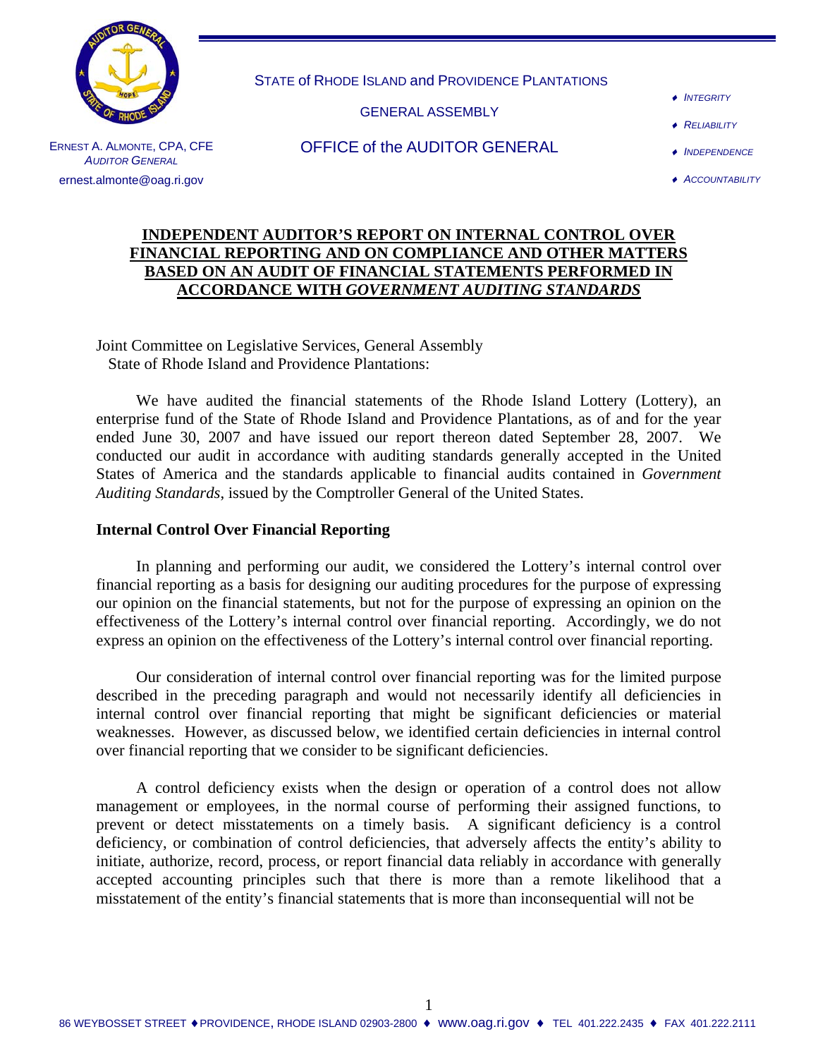STATE of RHODE ISLAND and PROVIDENCE PLANTATIONS

GENERAL ASSEMBLY

OFFICE of the AUDITOR GENERAL

ERNEST A. ALMONTE, CPA, CFE
*AUDITOR GENERAL*
ernest.almonte@oag.ri.gov

- *INTEGRITY*
- *RELIABILITY*
- *INDEPENDENCE*
- *ACCOUNTABILITY*

# INDEPENDENT AUDITOR'S REPORT ON INTERNAL CONTROL OVER FINANCIAL REPORTING AND ON COMPLIANCE AND OTHER MATTERS BASED ON AN AUDIT OF FINANCIAL STATEMENTS PERFORMED IN ACCORDANCE WITH *GOVERNMENT AUDITING STANDARDS*

Joint Committee on Legislative Services, General Assembly
State of Rhode Island and Providence Plantations:

We have audited the financial statements of the Rhode Island Lottery (Lottery), an enterprise fund of the State of Rhode Island and Providence Plantations, as of and for the year ended June 30, 2007 and have issued our report thereon dated September 28, 2007. We conducted our audit in accordance with auditing standards generally accepted in the United States of America and the standards applicable to financial audits contained in *Government Auditing Standards*, issued by the Comptroller General of the United States.

## Internal Control Over Financial Reporting

In planning and performing our audit, we considered the Lottery's internal control over financial reporting as a basis for designing our auditing procedures for the purpose of expressing our opinion on the financial statements, but not for the purpose of expressing an opinion on the effectiveness of the Lottery's internal control over financial reporting. Accordingly, we do not express an opinion on the effectiveness of the Lottery's internal control over financial reporting.

Our consideration of internal control over financial reporting was for the limited purpose described in the preceding paragraph and would not necessarily identify all deficiencies in internal control over financial reporting that might be significant deficiencies or material weaknesses. However, as discussed below, we identified certain deficiencies in internal control over financial reporting that we consider to be significant deficiencies.

A control deficiency exists when the design or operation of a control does not allow management or employees, in the normal course of performing their assigned functions, to prevent or detect misstatements on a timely basis. A significant deficiency is a control deficiency, or combination of control deficiencies, that adversely affects the entity's ability to initiate, authorize, record, process, or report financial data reliably in accordance with generally accepted accounting principles such that there is more than a remote likelihood that a misstatement of the entity's financial statements that is more than inconsequential will not be

86 WEYBOSSET STREET ♦ PROVIDENCE, RHODE ISLAND 02903-2800 ♦ www.oag.ri.gov ♦ TEL 401.222.2435 ♦ FAX 401.222.2111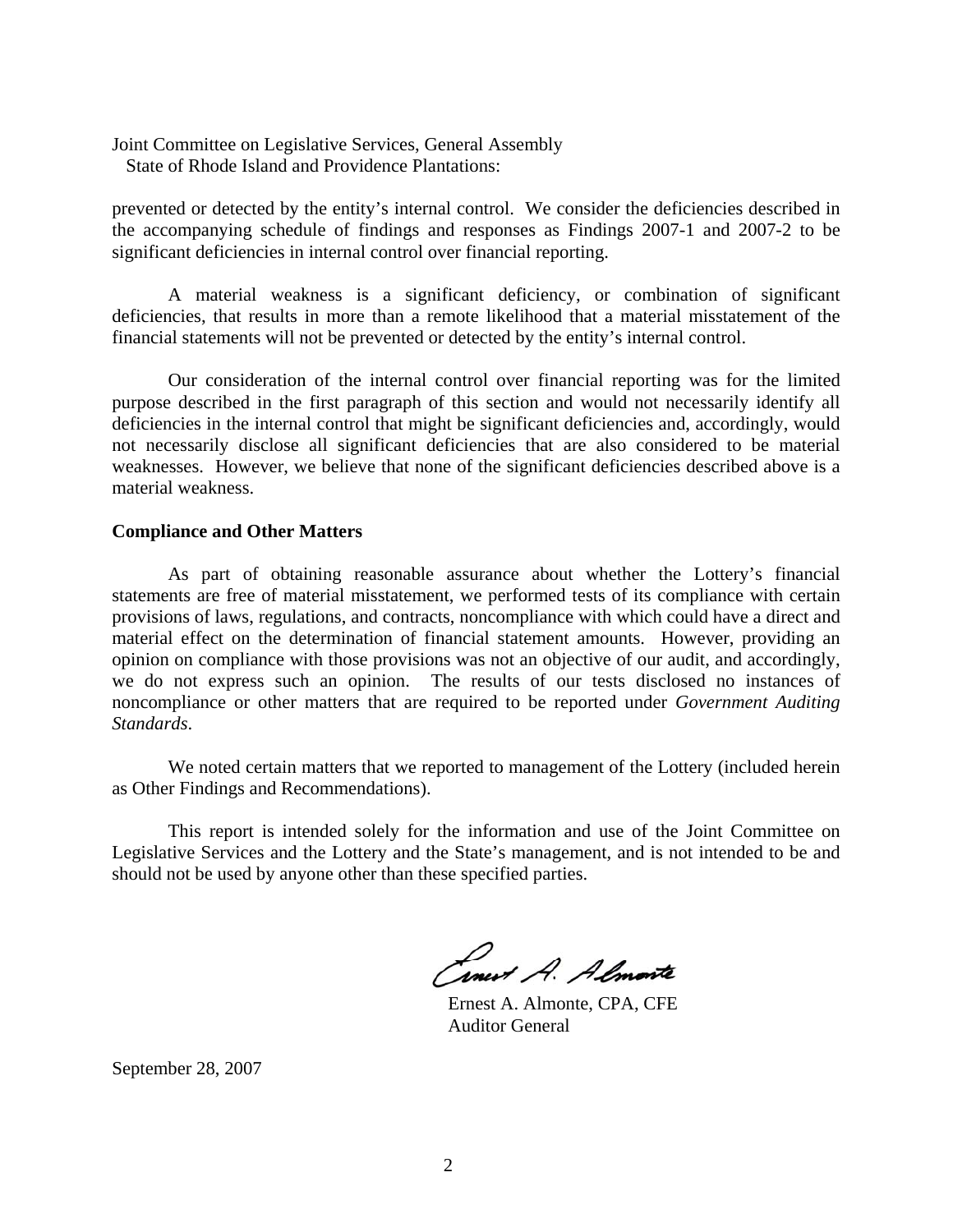Joint Committee on Legislative Services, General Assembly
State of Rhode Island and Providence Plantations:

prevented or detected by the entity's internal control. We consider the deficiencies described in the accompanying schedule of findings and responses as Findings 2007-1 and 2007-2 to be significant deficiencies in internal control over financial reporting.

A material weakness is a significant deficiency, or combination of significant deficiencies, that results in more than a remote likelihood that a material misstatement of the financial statements will not be prevented or detected by the entity's internal control.

Our consideration of the internal control over financial reporting was for the limited purpose described in the first paragraph of this section and would not necessarily identify all deficiencies in the internal control that might be significant deficiencies and, accordingly, would not necessarily disclose all significant deficiencies that are also considered to be material weaknesses. However, we believe that none of the significant deficiencies described above is a material weakness.

**Compliance and Other Matters**

As part of obtaining reasonable assurance about whether the Lottery's financial statements are free of material misstatement, we performed tests of its compliance with certain provisions of laws, regulations, and contracts, noncompliance with which could have a direct and material effect on the determination of financial statement amounts. However, providing an opinion on compliance with those provisions was not an objective of our audit, and accordingly, we do not express such an opinion. The results of our tests disclosed no instances of noncompliance or other matters that are required to be reported under *Government Auditing Standards*.

We noted certain matters that we reported to management of the Lottery (included herein as Other Findings and Recommendations).

This report is intended solely for the information and use of the Joint Committee on Legislative Services and the Lottery and the State's management, and is not intended to be and should not be used by anyone other than these specified parties.

Ernest A. Almonte, CPA, CFE
Auditor General

September 28, 2007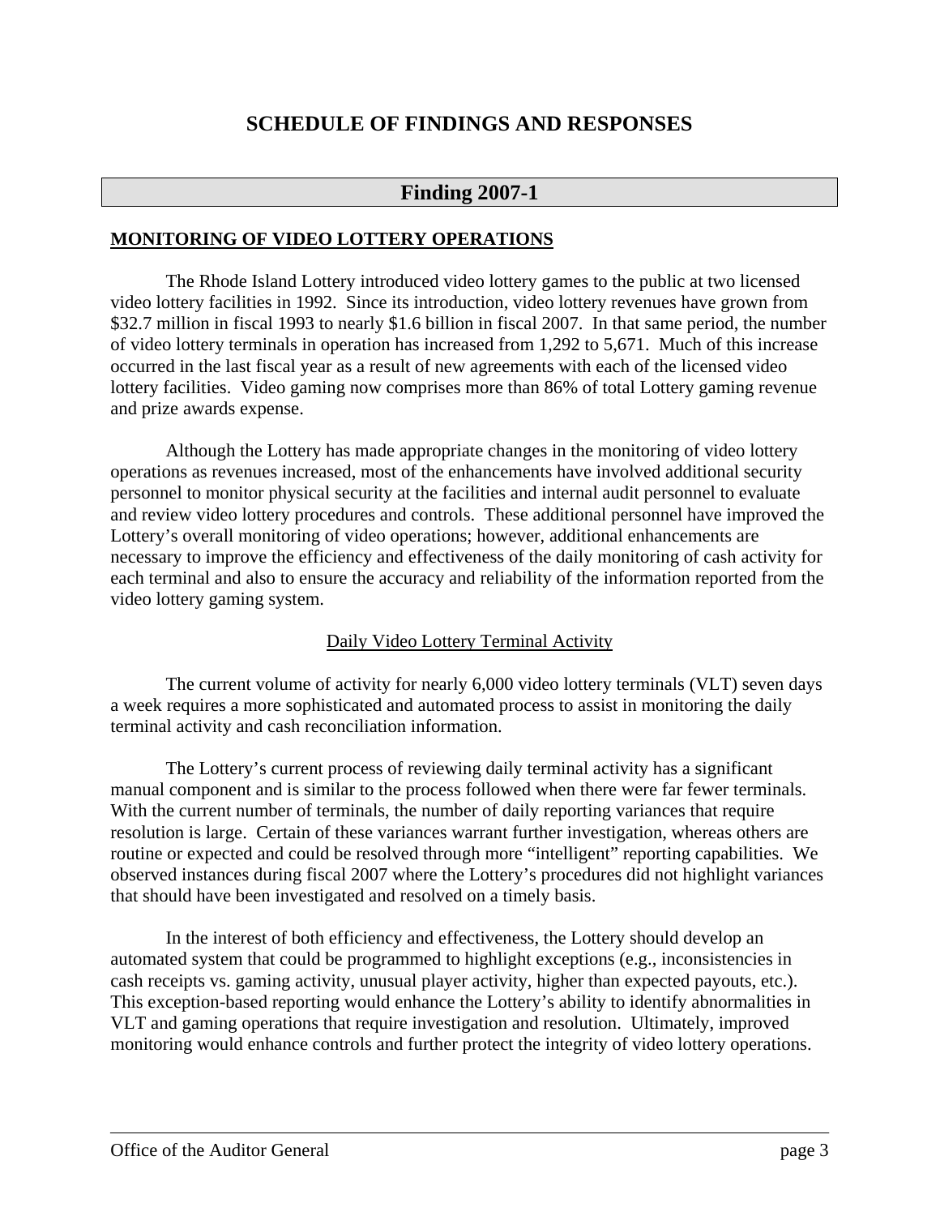# SCHEDULE OF FINDINGS AND RESPONSES

## Finding 2007-1

**MONITORING OF VIDEO LOTTERY OPERATIONS**

The Rhode Island Lottery introduced video lottery games to the public at two licensed video lottery facilities in 1992. Since its introduction, video lottery revenues have grown from $32.7 million in fiscal 1993 to nearly $1.6 billion in fiscal 2007. In that same period, the number of video lottery terminals in operation has increased from 1,292 to 5,671. Much of this increase occurred in the last fiscal year as a result of new agreements with each of the licensed video lottery facilities. Video gaming now comprises more than 86% of total Lottery gaming revenue and prize awards expense.

Although the Lottery has made appropriate changes in the monitoring of video lottery operations as revenues increased, most of the enhancements have involved additional security personnel to monitor physical security at the facilities and internal audit personnel to evaluate and review video lottery procedures and controls. These additional personnel have improved the Lottery's overall monitoring of video operations; however, additional enhancements are necessary to improve the efficiency and effectiveness of the daily monitoring of cash activity for each terminal and also to ensure the accuracy and reliability of the information reported from the video lottery gaming system.

### Daily Video Lottery Terminal Activity

The current volume of activity for nearly 6,000 video lottery terminals (VLT) seven days a week requires a more sophisticated and automated process to assist in monitoring the daily terminal activity and cash reconciliation information.

The Lottery's current process of reviewing daily terminal activity has a significant manual component and is similar to the process followed when there were far fewer terminals. With the current number of terminals, the number of daily reporting variances that require resolution is large. Certain of these variances warrant further investigation, whereas others are routine or expected and could be resolved through more "intelligent" reporting capabilities. We observed instances during fiscal 2007 where the Lottery's procedures did not highlight variances that should have been investigated and resolved on a timely basis.

In the interest of both efficiency and effectiveness, the Lottery should develop an automated system that could be programmed to highlight exceptions (e.g., inconsistencies in cash receipts vs. gaming activity, unusual player activity, higher than expected payouts, etc.). This exception-based reporting would enhance the Lottery's ability to identify abnormalities in VLT and gaming operations that require investigation and resolution. Ultimately, improved monitoring would enhance controls and further protect the integrity of video lottery operations.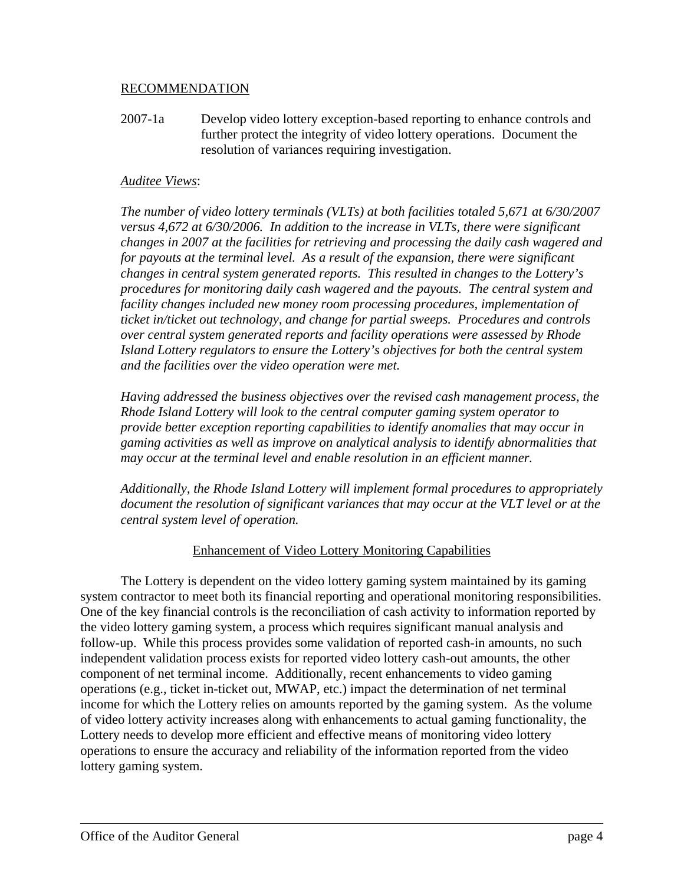RECOMMENDATION

2007-1a Develop video lottery exception-based reporting to enhance controls and further protect the integrity of video lottery operations. Document the resolution of variances requiring investigation.

*Auditee Views*:

*The number of video lottery terminals (VLTs) at both facilities totaled 5,671 at 6/30/2007 versus 4,672 at 6/30/2006. In addition to the increase in VLTs, there were significant changes in 2007 at the facilities for retrieving and processing the daily cash wagered and for payouts at the terminal level. As a result of the expansion, there were significant changes in central system generated reports. This resulted in changes to the Lottery's procedures for monitoring daily cash wagered and the payouts. The central system and facility changes included new money room processing procedures, implementation of ticket in/ticket out technology, and change for partial sweeps. Procedures and controls over central system generated reports and facility operations were assessed by Rhode Island Lottery regulators to ensure the Lottery's objectives for both the central system and the facilities over the video operation were met.*

*Having addressed the business objectives over the revised cash management process, the Rhode Island Lottery will look to the central computer gaming system operator to provide better exception reporting capabilities to identify anomalies that may occur in gaming activities as well as improve on analytical analysis to identify abnormalities that may occur at the terminal level and enable resolution in an efficient manner.*

*Additionally, the Rhode Island Lottery will implement formal procedures to appropriately document the resolution of significant variances that may occur at the VLT level or at the central system level of operation.*

## Enhancement of Video Lottery Monitoring Capabilities

The Lottery is dependent on the video lottery gaming system maintained by its gaming system contractor to meet both its financial reporting and operational monitoring responsibilities. One of the key financial controls is the reconciliation of cash activity to information reported by the video lottery gaming system, a process which requires significant manual analysis and follow-up. While this process provides some validation of reported cash-in amounts, no such independent validation process exists for reported video lottery cash-out amounts, the other component of net terminal income. Additionally, recent enhancements to video gaming operations (e.g., ticket in-ticket out, MWAP, etc.) impact the determination of net terminal income for which the Lottery relies on amounts reported by the gaming system. As the volume of video lottery activity increases along with enhancements to actual gaming functionality, the Lottery needs to develop more efficient and effective means of monitoring video lottery operations to ensure the accuracy and reliability of the information reported from the video lottery gaming system.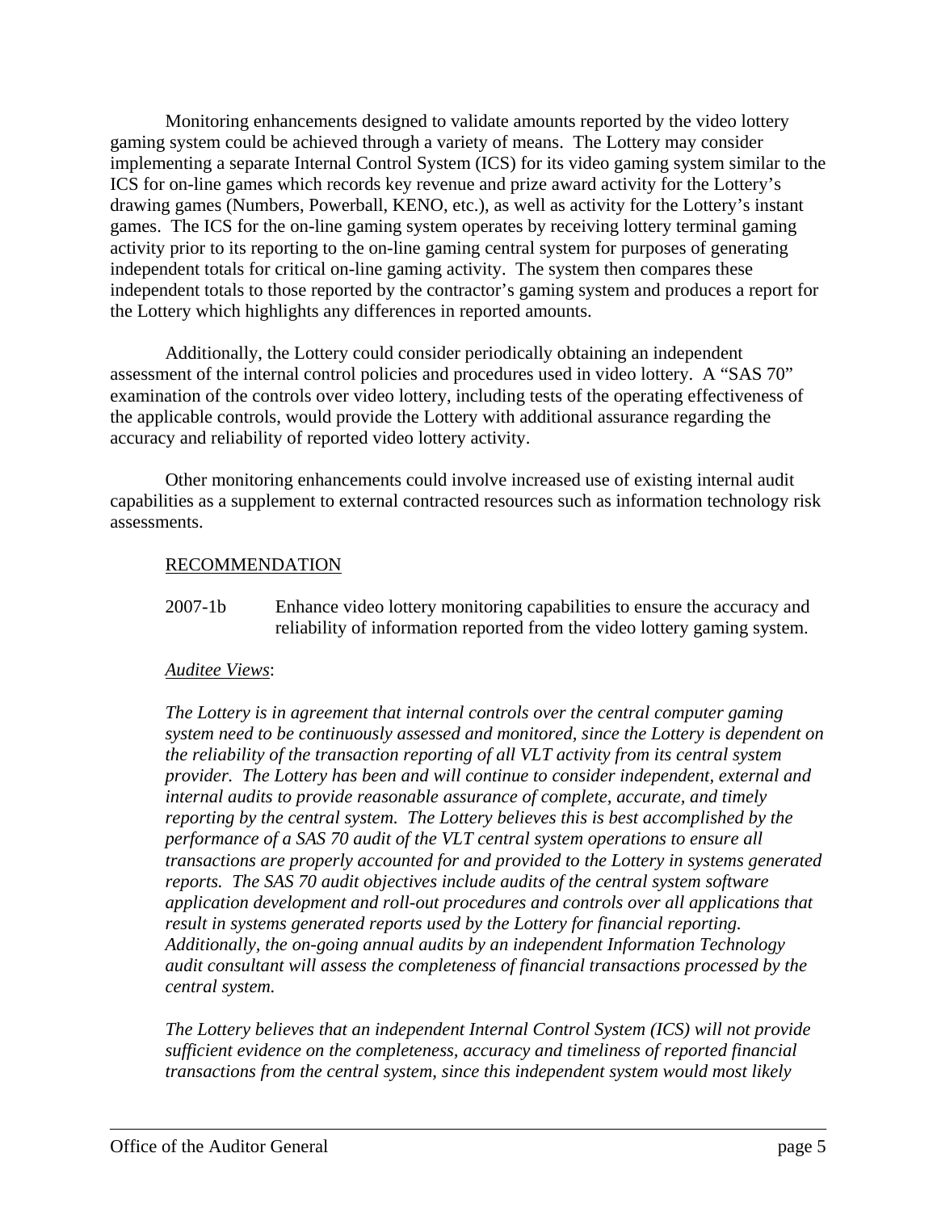Monitoring enhancements designed to validate amounts reported by the video lottery gaming system could be achieved through a variety of means. The Lottery may consider implementing a separate Internal Control System (ICS) for its video gaming system similar to the ICS for on-line games which records key revenue and prize award activity for the Lottery's drawing games (Numbers, Powerball, KENO, etc.), as well as activity for the Lottery's instant games. The ICS for the on-line gaming system operates by receiving lottery terminal gaming activity prior to its reporting to the on-line gaming central system for purposes of generating independent totals for critical on-line gaming activity. The system then compares these independent totals to those reported by the contractor's gaming system and produces a report for the Lottery which highlights any differences in reported amounts.

Additionally, the Lottery could consider periodically obtaining an independent assessment of the internal control policies and procedures used in video lottery. A "SAS 70" examination of the controls over video lottery, including tests of the operating effectiveness of the applicable controls, would provide the Lottery with additional assurance regarding the accuracy and reliability of reported video lottery activity.

Other monitoring enhancements could involve increased use of existing internal audit capabilities as a supplement to external contracted resources such as information technology risk assessments.

RECOMMENDATION

2007-1b Enhance video lottery monitoring capabilities to ensure the accuracy and reliability of information reported from the video lottery gaming system.

*Auditee Views*:

*The Lottery is in agreement that internal controls over the central computer gaming system need to be continuously assessed and monitored, since the Lottery is dependent on the reliability of the transaction reporting of all VLT activity from its central system provider. The Lottery has been and will continue to consider independent, external and internal audits to provide reasonable assurance of complete, accurate, and timely reporting by the central system. The Lottery believes this is best accomplished by the performance of a SAS 70 audit of the VLT central system operations to ensure all transactions are properly accounted for and provided to the Lottery in systems generated reports. The SAS 70 audit objectives include audits of the central system software application development and roll-out procedures and controls over all applications that result in systems generated reports used by the Lottery for financial reporting. Additionally, the on-going annual audits by an independent Information Technology audit consultant will assess the completeness of financial transactions processed by the central system.*

*The Lottery believes that an independent Internal Control System (ICS) will not provide sufficient evidence on the completeness, accuracy and timeliness of reported financial transactions from the central system, since this independent system would most likely*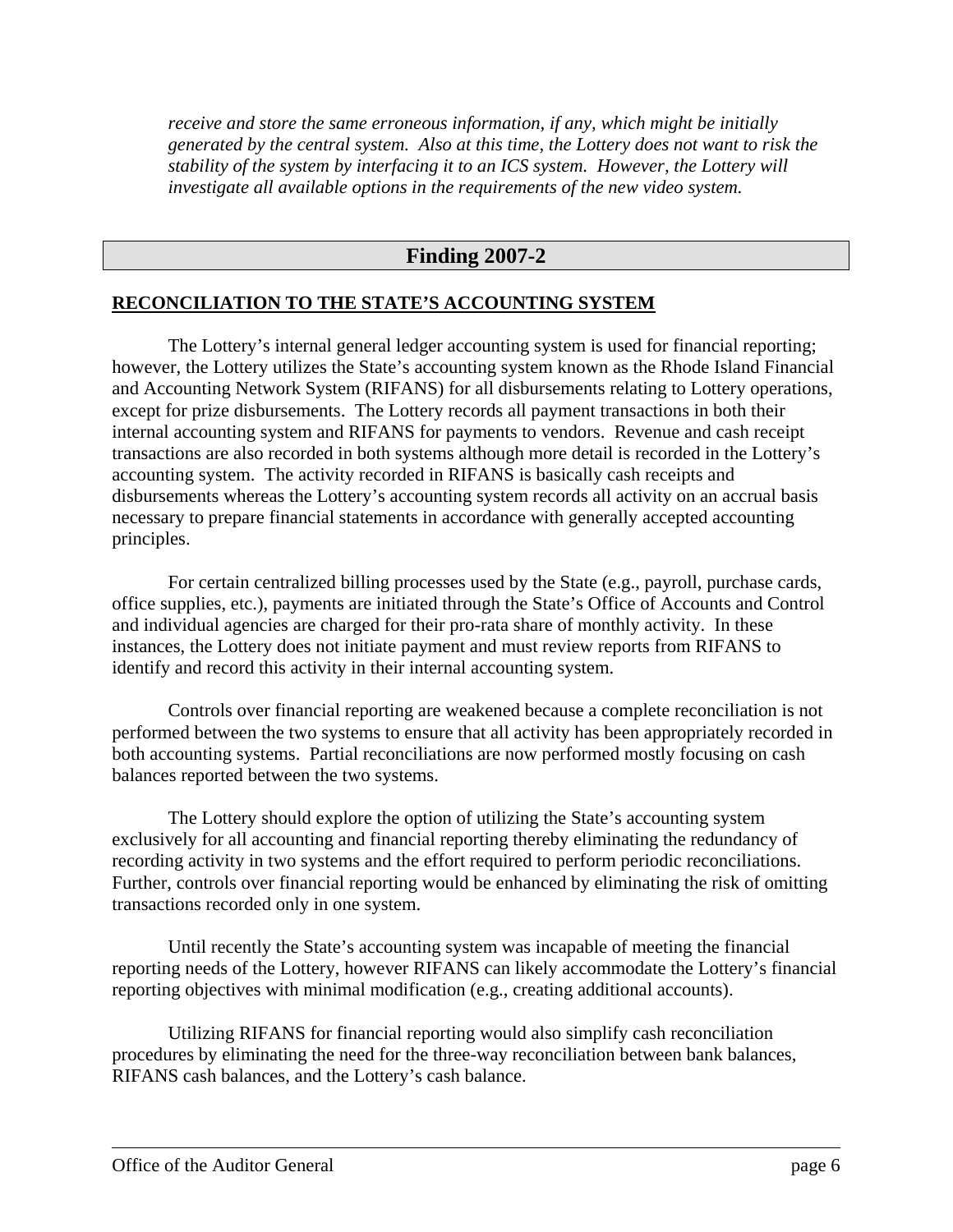*receive and store the same erroneous information, if any, which might be initially generated by the central system. Also at this time, the Lottery does not want to risk the stability of the system by interfacing it to an ICS system. However, the Lottery will investigate all available options in the requirements of the new video system.*

## Finding 2007-2

**RECONCILIATION TO THE STATE'S ACCOUNTING SYSTEM**

The Lottery's internal general ledger accounting system is used for financial reporting; however, the Lottery utilizes the State's accounting system known as the Rhode Island Financial and Accounting Network System (RIFANS) for all disbursements relating to Lottery operations, except for prize disbursements. The Lottery records all payment transactions in both their internal accounting system and RIFANS for payments to vendors. Revenue and cash receipt transactions are also recorded in both systems although more detail is recorded in the Lottery's accounting system. The activity recorded in RIFANS is basically cash receipts and disbursements whereas the Lottery's accounting system records all activity on an accrual basis necessary to prepare financial statements in accordance with generally accepted accounting principles.

For certain centralized billing processes used by the State (e.g., payroll, purchase cards, office supplies, etc.), payments are initiated through the State's Office of Accounts and Control and individual agencies are charged for their pro-rata share of monthly activity. In these instances, the Lottery does not initiate payment and must review reports from RIFANS to identify and record this activity in their internal accounting system.

Controls over financial reporting are weakened because a complete reconciliation is not performed between the two systems to ensure that all activity has been appropriately recorded in both accounting systems. Partial reconciliations are now performed mostly focusing on cash balances reported between the two systems.

The Lottery should explore the option of utilizing the State's accounting system exclusively for all accounting and financial reporting thereby eliminating the redundancy of recording activity in two systems and the effort required to perform periodic reconciliations. Further, controls over financial reporting would be enhanced by eliminating the risk of omitting transactions recorded only in one system.

Until recently the State's accounting system was incapable of meeting the financial reporting needs of the Lottery, however RIFANS can likely accommodate the Lottery's financial reporting objectives with minimal modification (e.g., creating additional accounts).

Utilizing RIFANS for financial reporting would also simplify cash reconciliation procedures by eliminating the need for the three-way reconciliation between bank balances, RIFANS cash balances, and the Lottery's cash balance.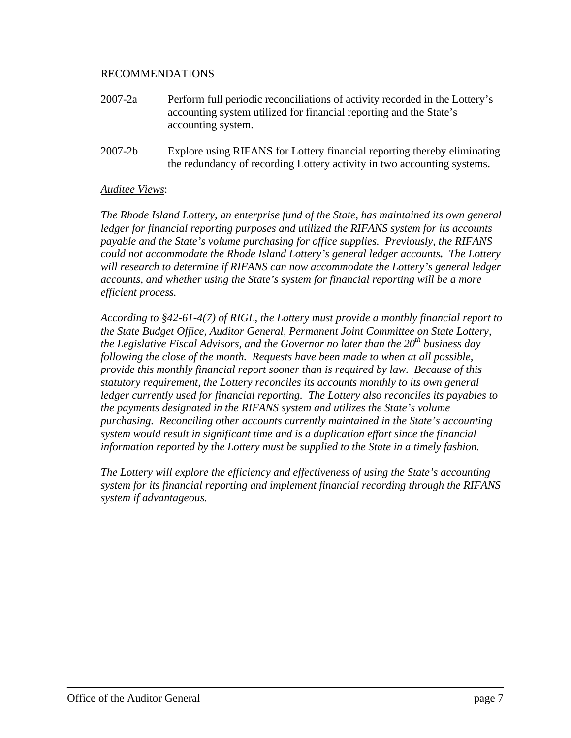RECOMMENDATIONS

2007-2a Perform full periodic reconciliations of activity recorded in the Lottery's accounting system utilized for financial reporting and the State's accounting system.

2007-2b Explore using RIFANS for Lottery financial reporting thereby eliminating the redundancy of recording Lottery activity in two accounting systems.

*Auditee Views*:

*The Rhode Island Lottery, an enterprise fund of the State, has maintained its own general ledger for financial reporting purposes and utilized the RIFANS system for its accounts payable and the State's volume purchasing for office supplies. Previously, the RIFANS could not accommodate the Rhode Island Lottery's general ledger accounts.* ***The Lottery*** *will research to determine if RIFANS can now accommodate the Lottery's general ledger accounts, and whether using the State's system for financial reporting will be a more efficient process.*

*According to §42-61-4(7) of RIGL, the Lottery must provide a monthly financial report to the State Budget Office, Auditor General, Permanent Joint Committee on State Lottery, the Legislative Fiscal Advisors, and the Governor no later than the 20th business day following the close of the month. Requests have been made to when at all possible, provide this monthly financial report sooner than is required by law. Because of this statutory requirement, the Lottery reconciles its accounts monthly to its own general ledger currently used for financial reporting. The Lottery also reconciles its payables to the payments designated in the RIFANS system and utilizes the State's volume purchasing. Reconciling other accounts currently maintained in the State's accounting system would result in significant time and is a duplication effort since the financial information reported by the Lottery must be supplied to the State in a timely fashion.*

*The Lottery will explore the efficiency and effectiveness of using the State's accounting system for its financial reporting and implement financial recording through the RIFANS system if advantageous.*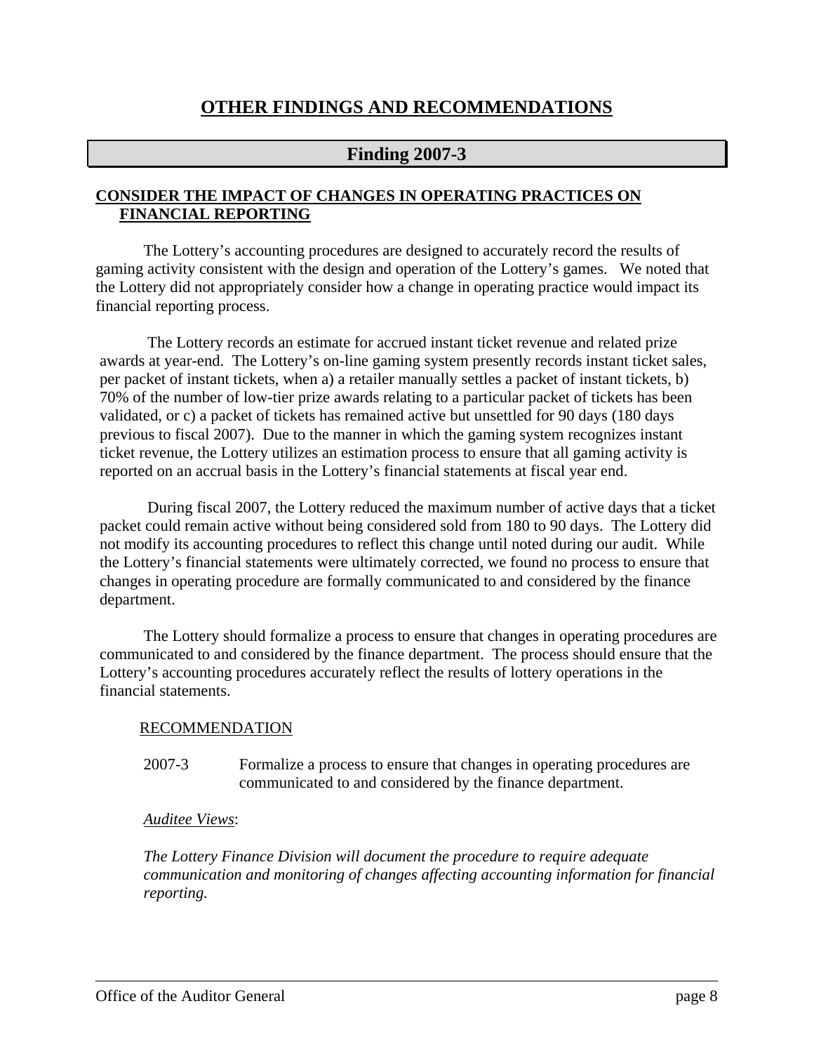# OTHER FINDINGS AND RECOMMENDATIONS

## Finding 2007-3

### CONSIDER THE IMPACT OF CHANGES IN OPERATING PRACTICES ON FINANCIAL REPORTING

The Lottery's accounting procedures are designed to accurately record the results of gaming activity consistent with the design and operation of the Lottery's games. We noted that the Lottery did not appropriately consider how a change in operating practice would impact its financial reporting process.

The Lottery records an estimate for accrued instant ticket revenue and related prize awards at year-end. The Lottery's on-line gaming system presently records instant ticket sales, per packet of instant tickets, when a) a retailer manually settles a packet of instant tickets, b) 70% of the number of low-tier prize awards relating to a particular packet of tickets has been validated, or c) a packet of tickets has remained active but unsettled for 90 days (180 days previous to fiscal 2007). Due to the manner in which the gaming system recognizes instant ticket revenue, the Lottery utilizes an estimation process to ensure that all gaming activity is reported on an accrual basis in the Lottery's financial statements at fiscal year end.

During fiscal 2007, the Lottery reduced the maximum number of active days that a ticket packet could remain active without being considered sold from 180 to 90 days. The Lottery did not modify its accounting procedures to reflect this change until noted during our audit. While the Lottery's financial statements were ultimately corrected, we found no process to ensure that changes in operating procedure are formally communicated to and considered by the finance department.

The Lottery should formalize a process to ensure that changes in operating procedures are communicated to and considered by the finance department. The process should ensure that the Lottery's accounting procedures accurately reflect the results of lottery operations in the financial statements.

RECOMMENDATION

2007-3 Formalize a process to ensure that changes in operating procedures are communicated to and considered by the finance department.

*Auditee Views*:

*The Lottery Finance Division will document the procedure to require adequate communication and monitoring of changes affecting accounting information for financial reporting.*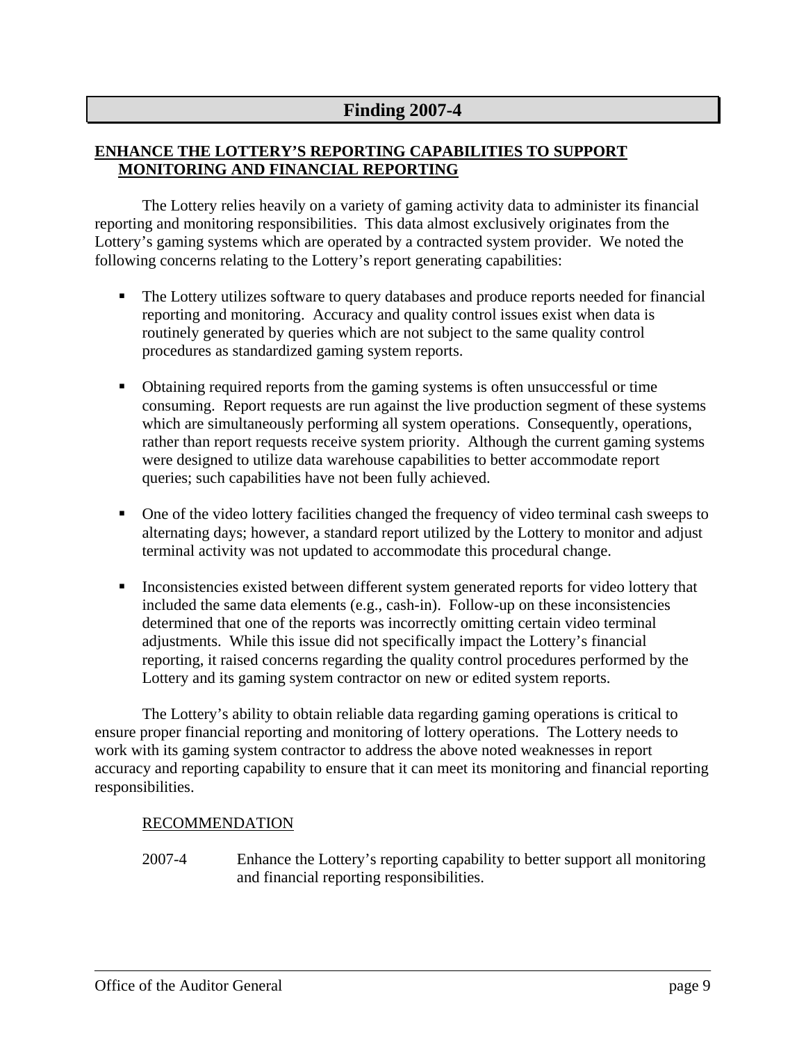## Finding 2007-4

**ENHANCE THE LOTTERY'S REPORTING CAPABILITIES TO SUPPORT MONITORING AND FINANCIAL REPORTING**

The Lottery relies heavily on a variety of gaming activity data to administer its financial reporting and monitoring responsibilities. This data almost exclusively originates from the Lottery's gaming systems which are operated by a contracted system provider. We noted the following concerns relating to the Lottery's report generating capabilities:

- The Lottery utilizes software to query databases and produce reports needed for financial reporting and monitoring. Accuracy and quality control issues exist when data is routinely generated by queries which are not subject to the same quality control procedures as standardized gaming system reports.

- Obtaining required reports from the gaming systems is often unsuccessful or time consuming. Report requests are run against the live production segment of these systems which are simultaneously performing all system operations. Consequently, operations, rather than report requests receive system priority. Although the current gaming systems were designed to utilize data warehouse capabilities to better accommodate report queries; such capabilities have not been fully achieved.

- One of the video lottery facilities changed the frequency of video terminal cash sweeps to alternating days; however, a standard report utilized by the Lottery to monitor and adjust terminal activity was not updated to accommodate this procedural change.

- Inconsistencies existed between different system generated reports for video lottery that included the same data elements (e.g., cash-in). Follow-up on these inconsistencies determined that one of the reports was incorrectly omitting certain video terminal adjustments. While this issue did not specifically impact the Lottery's financial reporting, it raised concerns regarding the quality control procedures performed by the Lottery and its gaming system contractor on new or edited system reports.

The Lottery's ability to obtain reliable data regarding gaming operations is critical to ensure proper financial reporting and monitoring of lottery operations. The Lottery needs to work with its gaming system contractor to address the above noted weaknesses in report accuracy and reporting capability to ensure that it can meet its monitoring and financial reporting responsibilities.

RECOMMENDATION

2007-4 Enhance the Lottery's reporting capability to better support all monitoring and financial reporting responsibilities.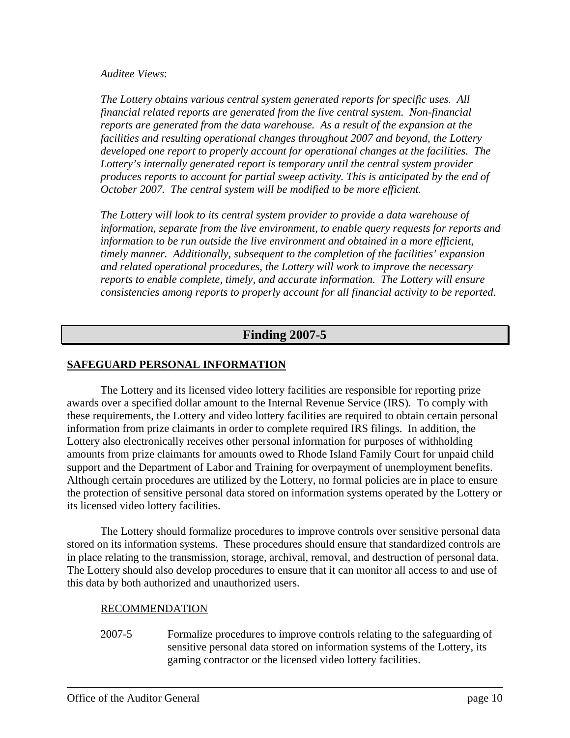*Auditee Views*:

*The Lottery obtains various central system generated reports for specific uses. All financial related reports are generated from the live central system. Non-financial reports are generated from the data warehouse. As a result of the expansion at the facilities and resulting operational changes throughout 2007 and beyond, the Lottery developed one report to properly account for operational changes at the facilities. The Lottery's internally generated report is temporary until the central system provider produces reports to account for partial sweep activity. This is anticipated by the end of October 2007. The central system will be modified to be more efficient.*

*The Lottery will look to its central system provider to provide a data warehouse of information, separate from the live environment, to enable query requests for reports and information to be run outside the live environment and obtained in a more efficient, timely manner. Additionally, subsequent to the completion of the facilities' expansion and related operational procedures, the Lottery will work to improve the necessary reports to enable complete, timely, and accurate information. The Lottery will ensure consistencies among reports to properly account for all financial activity to be reported.*

## Finding 2007-5

**SAFEGUARD PERSONAL INFORMATION**

The Lottery and its licensed video lottery facilities are responsible for reporting prize awards over a specified dollar amount to the Internal Revenue Service (IRS). To comply with these requirements, the Lottery and video lottery facilities are required to obtain certain personal information from prize claimants in order to complete required IRS filings. In addition, the Lottery also electronically receives other personal information for purposes of withholding amounts from prize claimants for amounts owed to Rhode Island Family Court for unpaid child support and the Department of Labor and Training for overpayment of unemployment benefits. Although certain procedures are utilized by the Lottery, no formal policies are in place to ensure the protection of sensitive personal data stored on information systems operated by the Lottery or its licensed video lottery facilities.

The Lottery should formalize procedures to improve controls over sensitive personal data stored on its information systems. These procedures should ensure that standardized controls are in place relating to the transmission, storage, archival, removal, and destruction of personal data. The Lottery should also develop procedures to ensure that it can monitor all access to and use of this data by both authorized and unauthorized users.

RECOMMENDATION

2007-5 Formalize procedures to improve controls relating to the safeguarding of sensitive personal data stored on information systems of the Lottery, its gaming contractor or the licensed video lottery facilities.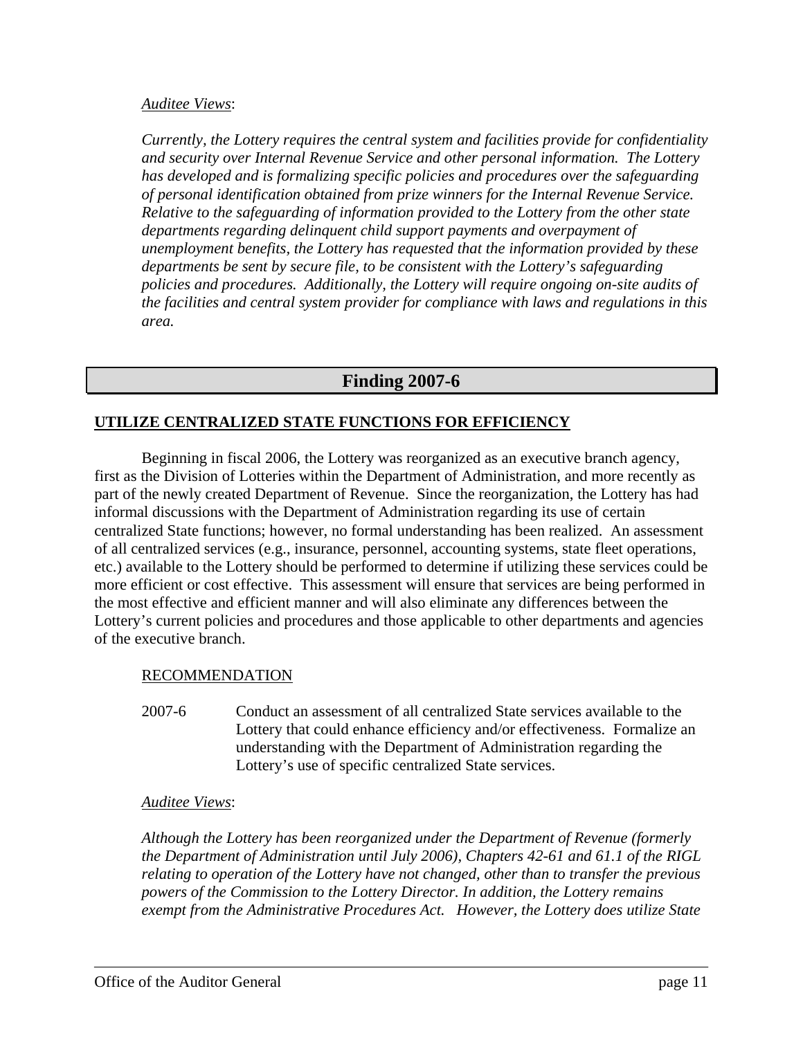*Auditee Views*:

*Currently, the Lottery requires the central system and facilities provide for confidentiality and security over Internal Revenue Service and other personal information. The Lottery has developed and is formalizing specific policies and procedures over the safeguarding of personal identification obtained from prize winners for the Internal Revenue Service. Relative to the safeguarding of information provided to the Lottery from the other state departments regarding delinquent child support payments and overpayment of unemployment benefits, the Lottery has requested that the information provided by these departments be sent by secure file, to be consistent with the Lottery's safeguarding policies and procedures. Additionally, the Lottery will require ongoing on-site audits of the facilities and central system provider for compliance with laws and regulations in this area.*

## Finding 2007-6

**UTILIZE CENTRALIZED STATE FUNCTIONS FOR EFFICIENCY**

Beginning in fiscal 2006, the Lottery was reorganized as an executive branch agency, first as the Division of Lotteries within the Department of Administration, and more recently as part of the newly created Department of Revenue. Since the reorganization, the Lottery has had informal discussions with the Department of Administration regarding its use of certain centralized State functions; however, no formal understanding has been realized. An assessment of all centralized services (e.g., insurance, personnel, accounting systems, state fleet operations, etc.) available to the Lottery should be performed to determine if utilizing these services could be more efficient or cost effective. This assessment will ensure that services are being performed in the most effective and efficient manner and will also eliminate any differences between the Lottery's current policies and procedures and those applicable to other departments and agencies of the executive branch.

RECOMMENDATION

2007-6 Conduct an assessment of all centralized State services available to the Lottery that could enhance efficiency and/or effectiveness. Formalize an understanding with the Department of Administration regarding the Lottery's use of specific centralized State services.

*Auditee Views*:

*Although the Lottery has been reorganized under the Department of Revenue (formerly the Department of Administration until July 2006), Chapters 42-61 and 61.1 of the RIGL relating to operation of the Lottery have not changed, other than to transfer the previous powers of the Commission to the Lottery Director. In addition, the Lottery remains exempt from the Administrative Procedures Act. However, the Lottery does utilize State*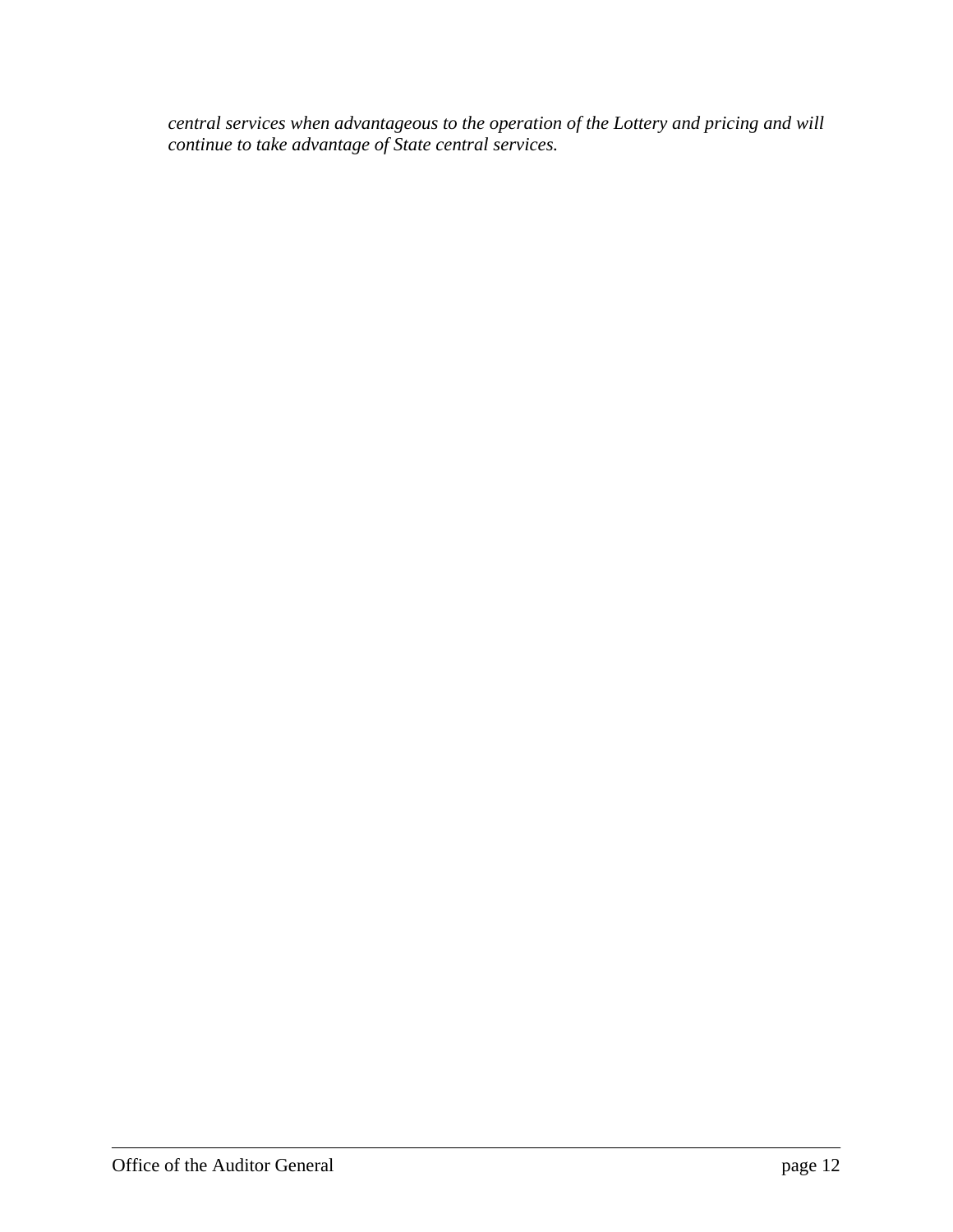*central services when advantageous to the operation of the Lottery and pricing and will continue to take advantage of State central services.*